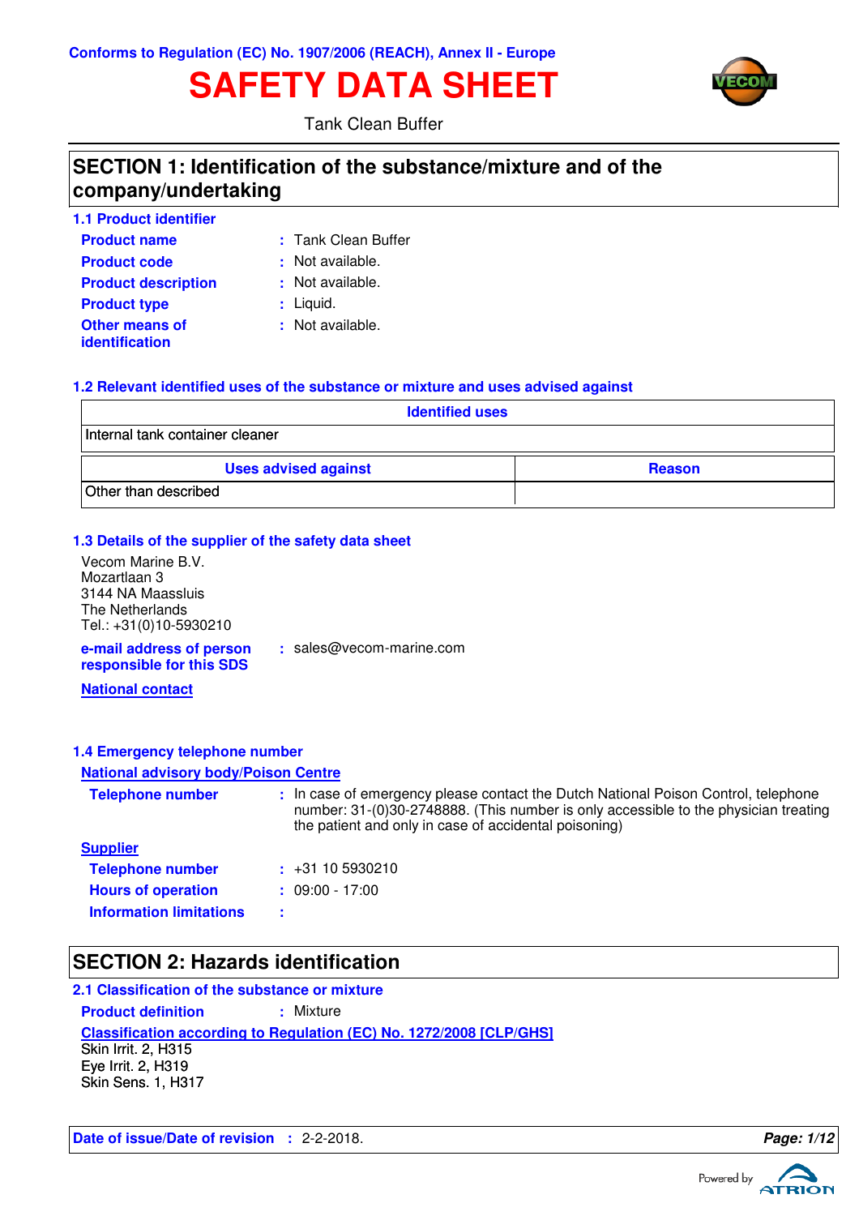Conforms to Regulation (EC) No. 1907/2006 (REACH), Annex II - Europe

# SAFETY DATA SHEET

Tank Clean Buffer

## SECTION 1: Identification of the substance/mixture and of the company/undertaking

### 1.1 Product identifier

**Product name** : Tank Clean Buffer

**Product code** : Not available.

**Product description** : Not available.

**Product type** : Liquid.

**Other means of identification** : Not available.

### 1.2 Relevant identified uses of the substance or mixture and uses advised against

| Identified uses |
|---|
| Internal tank container cleaner |

| Uses advised against | Reason |
|---|---|
| Other than described | |

### 1.3 Details of the supplier of the safety data sheet

Vecom Marine B.V.
Mozartlaan 3
3144 NA Maassluis
The Netherlands
Tel.: +31(0)10-5930210

**e-mail address of person responsible for this SDS** : sales@vecom-marine.com

**National contact**

### 1.4 Emergency telephone number

**National advisory body/Poison Centre**

**Telephone number** : In case of emergency please contact the Dutch National Poison Control, telephone number: 31-(0)30-2748888. (This number is only accessible to the physician treating the patient and only in case of accidental poisoning)

**Supplier**

**Telephone number** : +31 10 5930210

**Hours of operation** : 09:00 - 17:00

**Information limitations** :

## SECTION 2: Hazards identification

### 2.1 Classification of the substance or mixture

**Product definition** : Mixture

**Classification according to Regulation (EC) No. 1272/2008 [CLP/GHS]**

Skin Irrit. 2, H315
Eye Irrit. 2, H319
Skin Sens. 1, H317

**Date of issue/Date of revision** : 2-2-2018.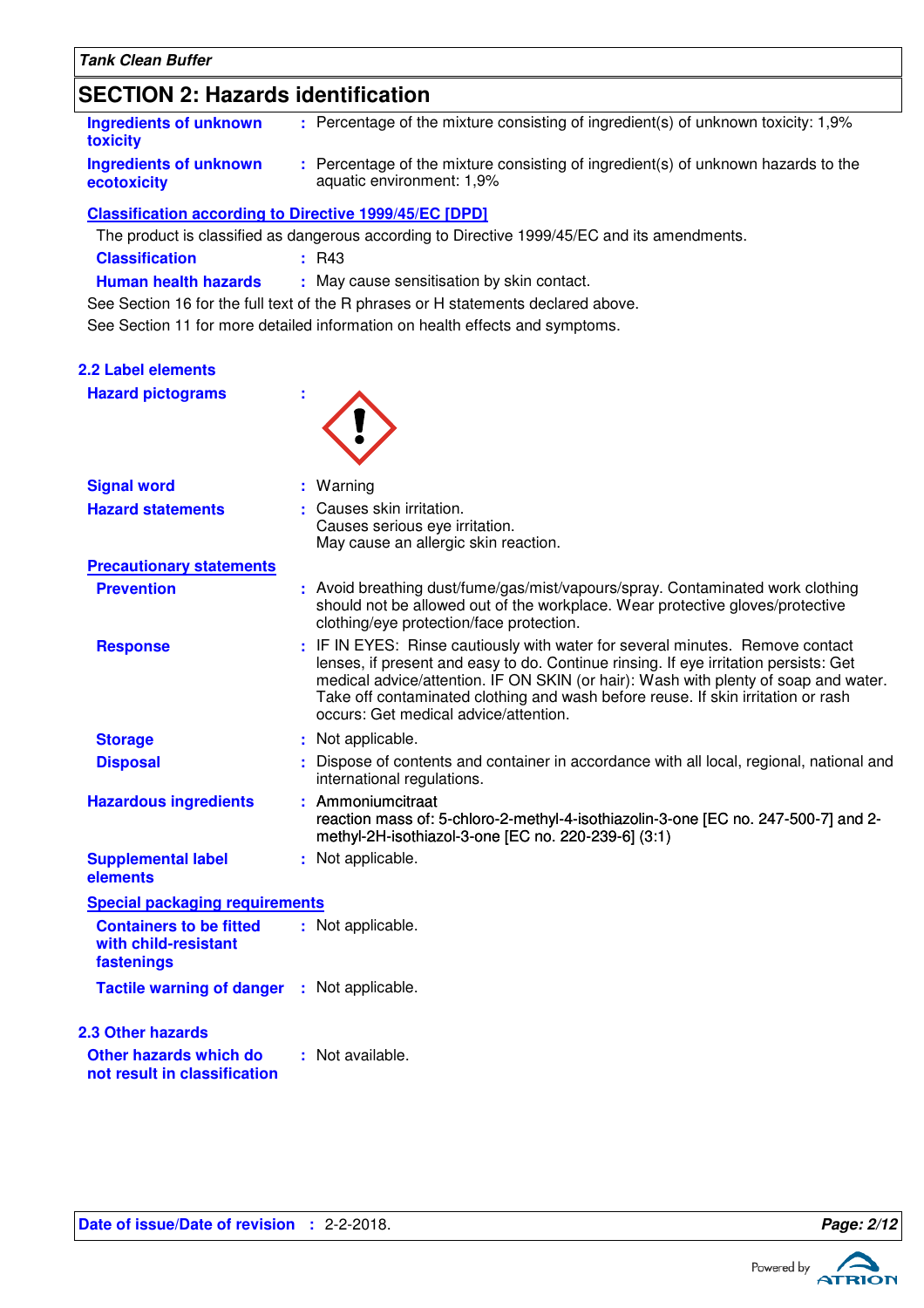## SECTION 2: Hazards identification

**Ingredients of unknown toxicity** : Percentage of the mixture consisting of ingredient(s) of unknown toxicity: 1,9%

**Ingredients of unknown ecotoxicity** : Percentage of the mixture consisting of ingredient(s) of unknown hazards to the aquatic environment: 1,9%

**Classification according to Directive 1999/45/EC [DPD]**

The product is classified as dangerous according to Directive 1999/45/EC and its amendments.

**Classification** : R43

**Human health hazards** : May cause sensitisation by skin contact.

See Section 16 for the full text of the R phrases or H statements declared above.

See Section 11 for more detailed information on health effects and symptoms.

### 2.2 Label elements

**Hazard pictograms** :

**Signal word** : Warning

**Hazard statements** : Causes skin irritation.
Causes serious eye irritation.
May cause an allergic skin reaction.

**Precautionary statements**

**Prevention** : Avoid breathing dust/fume/gas/mist/vapours/spray. Contaminated work clothing should not be allowed out of the workplace. Wear protective gloves/protective clothing/eye protection/face protection.

**Response** : IF IN EYES: Rinse cautiously with water for several minutes. Remove contact lenses, if present and easy to do. Continue rinsing. If eye irritation persists: Get medical advice/attention. IF ON SKIN (or hair): Wash with plenty of soap and water. Take off contaminated clothing and wash before reuse. If skin irritation or rash occurs: Get medical advice/attention.

**Storage** : Not applicable.

**Disposal** : Dispose of contents and container in accordance with all local, regional, national and international regulations.

**Hazardous ingredients** : Ammoniumcitraat
reaction mass of: 5-chloro-2-methyl-4-isothiazolin-3-one [EC no. 247-500-7] and 2-methyl-2H-isothiazol-3-one [EC no. 220-239-6] (3:1)

**Supplemental label elements** : Not applicable.

**Special packaging requirements**

**Containers to be fitted with child-resistant fastenings** : Not applicable.

**Tactile warning of danger** : Not applicable.

### 2.3 Other hazards

**Other hazards which do not result in classification** : Not available.

**Date of issue/Date of revision** : 2-2-2018.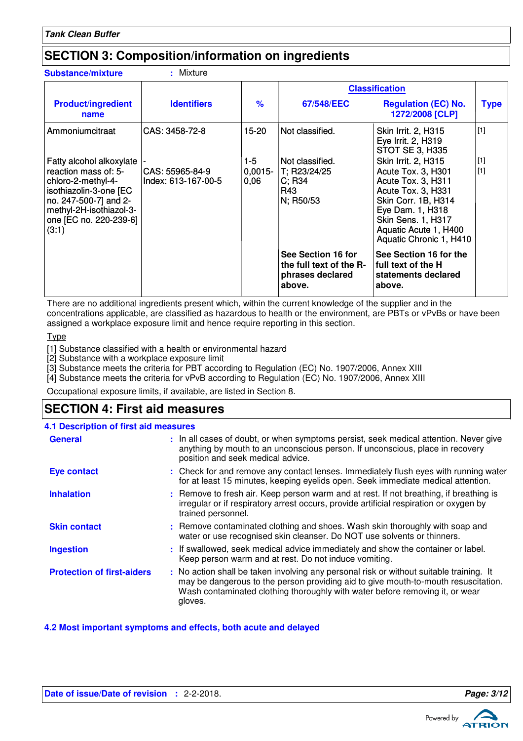## SECTION 3: Composition/information on ingredients

**Substance/mixture** : Mixture

| Product/ingredient name | Identifiers | % | Classification | | Type |
|---|---|---|---|---|---|
| | | | 67/548/EEC | Regulation (EC) No. 1272/2008 [CLP] | |
| Ammoniumcitraat | CAS: 3458-72-8 | 15-20 | Not classified. | Skin Irrit. 2, H315<br>Eye Irrit. 2, H319<br>STOT SE 3, H335 | [1] |
| Fatty alcohol alkoxylate | - | 1-5 | Not classified. | Skin Irrit. 2, H315 | [1] |
| reaction mass of: 5-chloro-2-methyl-4-isothiazolin-3-one [EC no. 247-500-7] and 2-methyl-2H-isothiazol-3-one [EC no. 220-239-6] (3:1) | CAS: 55965-84-9<br>Index: 613-167-00-5 | 0,0015-0,06 | T; R23/24/25<br>C; R34<br>R43<br>N; R50/53 | Acute Tox. 3, H301<br>Acute Tox. 3, H311<br>Acute Tox. 3, H331<br>Skin Corr. 1B, H314<br>Eye Dam. 1, H318<br>Skin Sens. 1, H317<br>Aquatic Acute 1, H400<br>Aquatic Chronic 1, H410 | [1] |
| | | | **See Section 16 for the full text of the R-phrases declared above.** | **See Section 16 for the full text of the H statements declared above.** | |

There are no additional ingredients present which, within the current knowledge of the supplier and in the concentrations applicable, are classified as hazardous to health or the environment, are PBTs or vPvBs or have been assigned a workplace exposure limit and hence require reporting in this section.

Type

[1] Substance classified with a health or environmental hazard
[2] Substance with a workplace exposure limit
[3] Substance meets the criteria for PBT according to Regulation (EC) No. 1907/2006, Annex XIII
[4] Substance meets the criteria for vPvB according to Regulation (EC) No. 1907/2006, Annex XIII

Occupational exposure limits, if available, are listed in Section 8.

## SECTION 4: First aid measures

### 4.1 Description of first aid measures

**General** : In all cases of doubt, or when symptoms persist, seek medical attention. Never give anything by mouth to an unconscious person. If unconscious, place in recovery position and seek medical advice.

**Eye contact** : Check for and remove any contact lenses. Immediately flush eyes with running water for at least 15 minutes, keeping eyelids open. Seek immediate medical attention.

**Inhalation** : Remove to fresh air. Keep person warm and at rest. If not breathing, if breathing is irregular or if respiratory arrest occurs, provide artificial respiration or oxygen by trained personnel.

**Skin contact** : Remove contaminated clothing and shoes. Wash skin thoroughly with soap and water or use recognised skin cleanser. Do NOT use solvents or thinners.

**Ingestion** : If swallowed, seek medical advice immediately and show the container or label. Keep person warm and at rest. Do not induce vomiting.

**Protection of first-aiders** : No action shall be taken involving any personal risk or without suitable training. It may be dangerous to the person providing aid to give mouth-to-mouth resuscitation. Wash contaminated clothing thoroughly with water before removing it, or wear gloves.

### 4.2 Most important symptoms and effects, both acute and delayed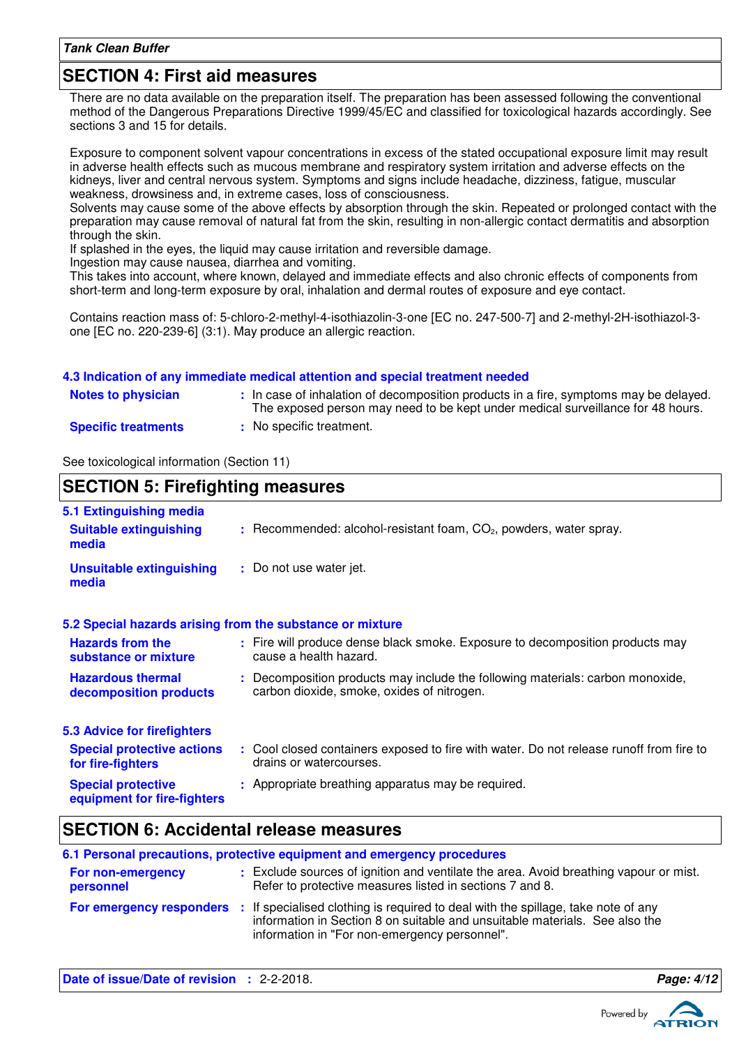## SECTION 4: First aid measures

There are no data available on the preparation itself. The preparation has been assessed following the conventional method of the Dangerous Preparations Directive 1999/45/EC and classified for toxicological hazards accordingly. See sections 3 and 15 for details.

Exposure to component solvent vapour concentrations in excess of the stated occupational exposure limit may result in adverse health effects such as mucous membrane and respiratory system irritation and adverse effects on the kidneys, liver and central nervous system. Symptoms and signs include headache, dizziness, fatigue, muscular weakness, drowsiness and, in extreme cases, loss of consciousness.
Solvents may cause some of the above effects by absorption through the skin. Repeated or prolonged contact with the preparation may cause removal of natural fat from the skin, resulting in non-allergic contact dermatitis and absorption through the skin.
If splashed in the eyes, the liquid may cause irritation and reversible damage.
Ingestion may cause nausea, diarrhea and vomiting.
This takes into account, where known, delayed and immediate effects and also chronic effects of components from short-term and long-term exposure by oral, inhalation and dermal routes of exposure and eye contact.

Contains reaction mass of: 5-chloro-2-methyl-4-isothiazolin-3-one [EC no. 247-500-7] and 2-methyl-2H-isothiazol-3-one [EC no. 220-239-6] (3:1). May produce an allergic reaction.

### 4.3 Indication of any immediate medical attention and special treatment needed

**Notes to physician** : In case of inhalation of decomposition products in a fire, symptoms may be delayed. The exposed person may need to be kept under medical surveillance for 48 hours.

**Specific treatments** : No specific treatment.

See toxicological information (Section 11)

## SECTION 5: Firefighting measures

### 5.1 Extinguishing media

**Suitable extinguishing media** : Recommended: alcohol-resistant foam, $CO_2$, powders, water spray.

**Unsuitable extinguishing media** : Do not use water jet.

### 5.2 Special hazards arising from the substance or mixture

**Hazards from the substance or mixture** : Fire will produce dense black smoke. Exposure to decomposition products may cause a health hazard.

**Hazardous thermal decomposition products** : Decomposition products may include the following materials: carbon monoxide, carbon dioxide, smoke, oxides of nitrogen.

### 5.3 Advice for firefighters

**Special protective actions for fire-fighters** : Cool closed containers exposed to fire with water. Do not release runoff from fire to drains or watercourses.

**Special protective equipment for fire-fighters** : Appropriate breathing apparatus may be required.

## SECTION 6: Accidental release measures

### 6.1 Personal precautions, protective equipment and emergency procedures

**For non-emergency personnel** : Exclude sources of ignition and ventilate the area. Avoid breathing vapour or mist. Refer to protective measures listed in sections 7 and 8.

**For emergency responders** : If specialised clothing is required to deal with the spillage, take note of any information in Section 8 on suitable and unsuitable materials. See also the information in "For non-emergency personnel".

**Date of issue/Date of revision** : 2-2-2018.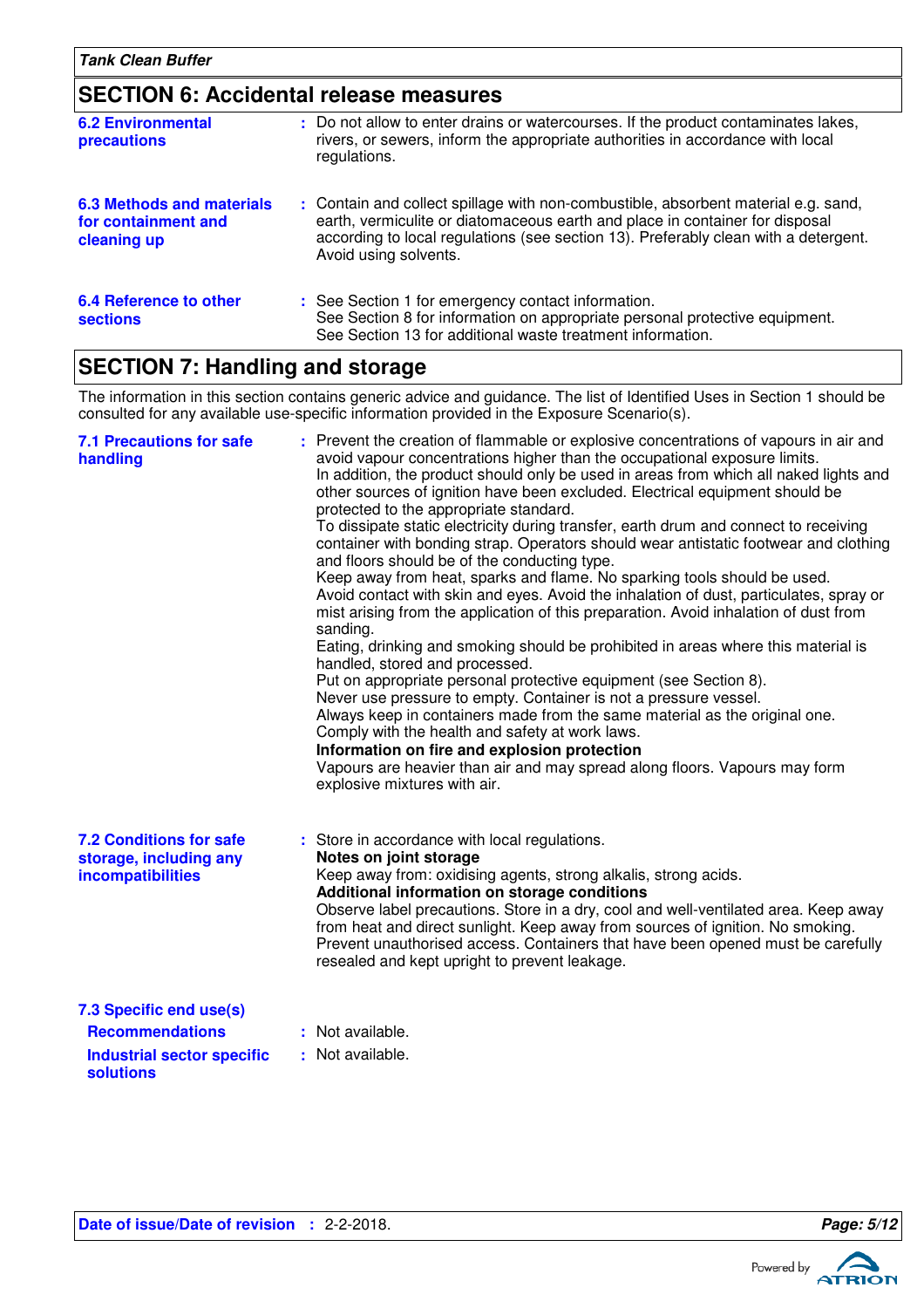## SECTION 6: Accidental release measures

**6.2 Environmental precautions** : Do not allow to enter drains or watercourses. If the product contaminates lakes, rivers, or sewers, inform the appropriate authorities in accordance with local regulations.

**6.3 Methods and materials for containment and cleaning up** : Contain and collect spillage with non-combustible, absorbent material e.g. sand, earth, vermiculite or diatomaceous earth and place in container for disposal according to local regulations (see section 13). Preferably clean with a detergent. Avoid using solvents.

**6.4 Reference to other sections** : See Section 1 for emergency contact information.
See Section 8 for information on appropriate personal protective equipment.
See Section 13 for additional waste treatment information.

## SECTION 7: Handling and storage

The information in this section contains generic advice and guidance. The list of Identified Uses in Section 1 should be consulted for any available use-specific information provided in the Exposure Scenario(s).

**7.1 Precautions for safe handling** : Prevent the creation of flammable or explosive concentrations of vapours in air and avoid vapour concentrations higher than the occupational exposure limits.
In addition, the product should only be used in areas from which all naked lights and other sources of ignition have been excluded. Electrical equipment should be protected to the appropriate standard.
To dissipate static electricity during transfer, earth drum and connect to receiving container with bonding strap. Operators should wear antistatic footwear and clothing and floors should be of the conducting type.
Keep away from heat, sparks and flame. No sparking tools should be used.
Avoid contact with skin and eyes. Avoid the inhalation of dust, particulates, spray or mist arising from the application of this preparation. Avoid inhalation of dust from sanding.
Eating, drinking and smoking should be prohibited in areas where this material is handled, stored and processed.
Put on appropriate personal protective equipment (see Section 8).
Never use pressure to empty. Container is not a pressure vessel.
Always keep in containers made from the same material as the original one.
Comply with the health and safety at work laws.
**Information on fire and explosion protection**
Vapours are heavier than air and may spread along floors. Vapours may form explosive mixtures with air.

**7.2 Conditions for safe storage, including any incompatibilities** : Store in accordance with local regulations.
**Notes on joint storage**
Keep away from: oxidising agents, strong alkalis, strong acids.
**Additional information on storage conditions**
Observe label precautions. Store in a dry, cool and well-ventilated area. Keep away from heat and direct sunlight. Keep away from sources of ignition. No smoking. Prevent unauthorised access. Containers that have been opened must be carefully resealed and kept upright to prevent leakage.

**7.3 Specific end use(s)**

**Recommendations** : Not available.

**Industrial sector specific solutions** : Not available.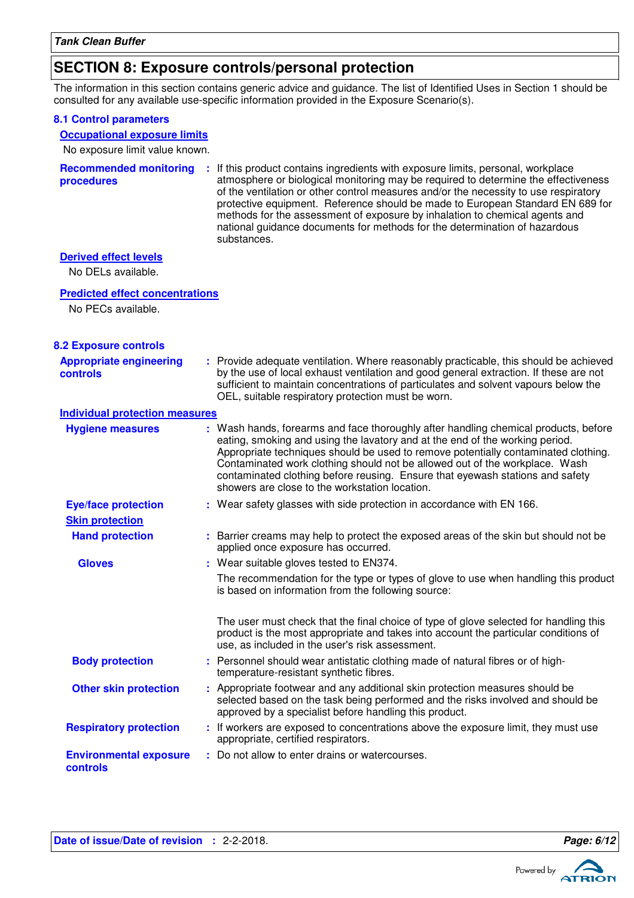## SECTION 8: Exposure controls/personal protection

The information in this section contains generic advice and guidance. The list of Identified Uses in Section 1 should be consulted for any available use-specific information provided in the Exposure Scenario(s).

### 8.1 Control parameters

**Occupational exposure limits**

No exposure limit value known.

**Recommended monitoring procedures** : If this product contains ingredients with exposure limits, personal, workplace atmosphere or biological monitoring may be required to determine the effectiveness of the ventilation or other control measures and/or the necessity to use respiratory protective equipment. Reference should be made to European Standard EN 689 for methods for the assessment of exposure by inhalation to chemical agents and national guidance documents for methods for the determination of hazardous substances.

**Derived effect levels**

No DELs available.

**Predicted effect concentrations**

No PECs available.

### 8.2 Exposure controls

**Appropriate engineering controls** : Provide adequate ventilation. Where reasonably practicable, this should be achieved by the use of local exhaust ventilation and good general extraction. If these are not sufficient to maintain concentrations of particulates and solvent vapours below the OEL, suitable respiratory protection must be worn.

**Individual protection measures**

**Hygiene measures** : Wash hands, forearms and face thoroughly after handling chemical products, before eating, smoking and using the lavatory and at the end of the working period. Appropriate techniques should be used to remove potentially contaminated clothing. Contaminated work clothing should not be allowed out of the workplace. Wash contaminated clothing before reusing. Ensure that eyewash stations and safety showers are close to the workstation location.

**Eye/face protection** : Wear safety glasses with side protection in accordance with EN 166.

**Skin protection**

**Hand protection** : Barrier creams may help to protect the exposed areas of the skin but should not be applied once exposure has occurred.

**Gloves** : Wear suitable gloves tested to EN374.

The recommendation for the type or types of glove to use when handling this product is based on information from the following source:

The user must check that the final choice of type of glove selected for handling this product is the most appropriate and takes into account the particular conditions of use, as included in the user's risk assessment.

**Body protection** : Personnel should wear antistatic clothing made of natural fibres or of high-temperature-resistant synthetic fibres.

**Other skin protection** : Appropriate footwear and any additional skin protection measures should be selected based on the task being performed and the risks involved and should be approved by a specialist before handling this product.

**Respiratory protection** : If workers are exposed to concentrations above the exposure limit, they must use appropriate, certified respirators.

**Environmental exposure controls** : Do not allow to enter drains or watercourses.

**Date of issue/Date of revision** : 2-2-2018.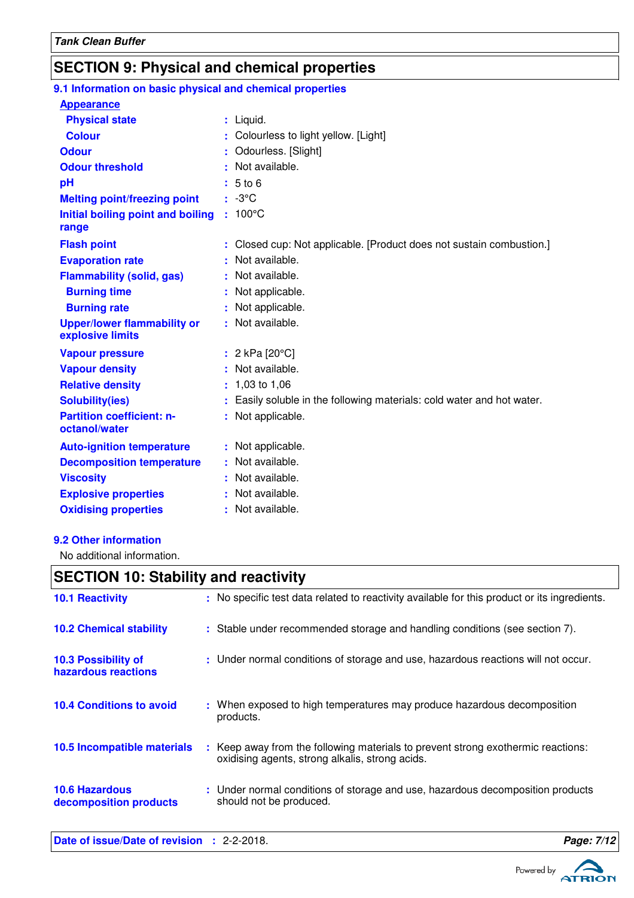## SECTION 9: Physical and chemical properties

### 9.1 Information on basic physical and chemical properties

| | | |
|---|---|---|
| **Appearance** | | |
| **Physical state** | : | Liquid. |
| **Colour** | : | Colourless to light yellow. [Light] |
| **Odour** | : | Odourless. [Slight] |
| **Odour threshold** | : | Not available. |
| **pH** | : | 5 to 6 |
| **Melting point/freezing point** | : | -3°C |
| **Initial boiling point and boiling range** | : | 100°C |
| **Flash point** | : | Closed cup: Not applicable. [Product does not sustain combustion.] |
| **Evaporation rate** | : | Not available. |
| **Flammability (solid, gas)** | : | Not available. |
| **Burning time** | : | Not applicable. |
| **Burning rate** | : | Not applicable. |
| **Upper/lower flammability or explosive limits** | : | Not available. |
| **Vapour pressure** | : | 2 kPa [20°C] |
| **Vapour density** | : | Not available. |
| **Relative density** | : | 1,03 to 1,06 |
| **Solubility(ies)** | : | Easily soluble in the following materials: cold water and hot water. |
| **Partition coefficient: n-octanol/water** | : | Not applicable. |
| **Auto-ignition temperature** | : | Not applicable. |
| **Decomposition temperature** | : | Not available. |
| **Viscosity** | : | Not available. |
| **Explosive properties** | : | Not available. |
| **Oxidising properties** | : | Not available. |

### 9.2 Other information

No additional information.

## SECTION 10: Stability and reactivity

| | | |
|---|---|---|
| **10.1 Reactivity** | : | No specific test data related to reactivity available for this product or its ingredients. |
| **10.2 Chemical stability** | : | Stable under recommended storage and handling conditions (see section 7). |
| **10.3 Possibility of hazardous reactions** | : | Under normal conditions of storage and use, hazardous reactions will not occur. |
| **10.4 Conditions to avoid** | : | When exposed to high temperatures may produce hazardous decomposition products. |
| **10.5 Incompatible materials** | : | Keep away from the following materials to prevent strong exothermic reactions: oxidising agents, strong alkalis, strong acids. |
| **10.6 Hazardous decomposition products** | : | Under normal conditions of storage and use, hazardous decomposition products should not be produced. |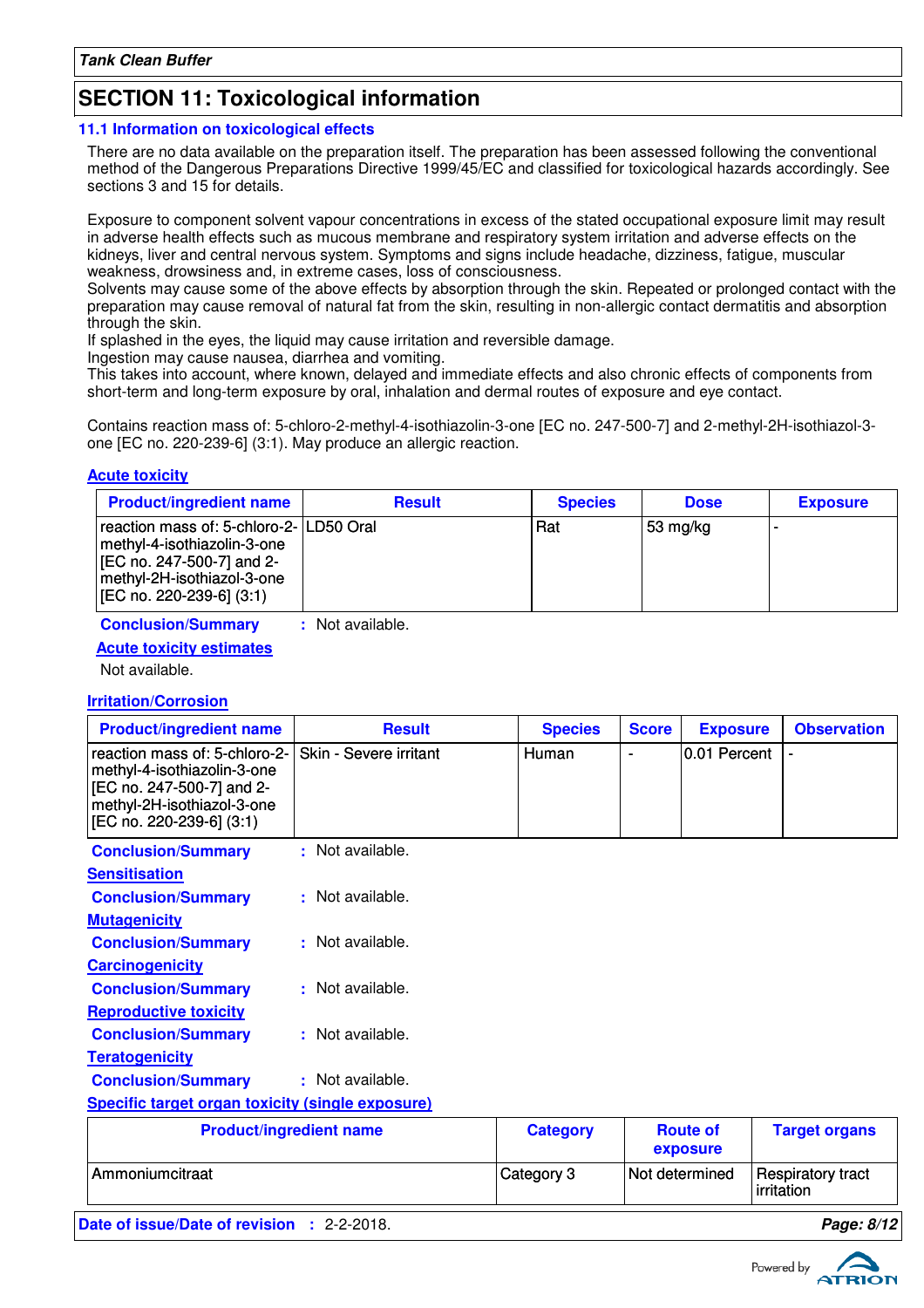## SECTION 11: Toxicological information

### 11.1 Information on toxicological effects

There are no data available on the preparation itself. The preparation has been assessed following the conventional method of the Dangerous Preparations Directive 1999/45/EC and classified for toxicological hazards accordingly. See sections 3 and 15 for details.

Exposure to component solvent vapour concentrations in excess of the stated occupational exposure limit may result in adverse health effects such as mucous membrane and respiratory system irritation and adverse effects on the kidneys, liver and central nervous system. Symptoms and signs include headache, dizziness, fatigue, muscular weakness, drowsiness and, in extreme cases, loss of consciousness.
Solvents may cause some of the above effects by absorption through the skin. Repeated or prolonged contact with the preparation may cause removal of natural fat from the skin, resulting in non-allergic contact dermatitis and absorption through the skin.
If splashed in the eyes, the liquid may cause irritation and reversible damage.
Ingestion may cause nausea, diarrhea and vomiting.
This takes into account, where known, delayed and immediate effects and also chronic effects of components from short-term and long-term exposure by oral, inhalation and dermal routes of exposure and eye contact.

Contains reaction mass of: 5-chloro-2-methyl-4-isothiazolin-3-one [EC no. 247-500-7] and 2-methyl-2H-isothiazol-3-one [EC no. 220-239-6] (3:1). May produce an allergic reaction.

**Acute toxicity**

| Product/ingredient name | Result | Species | Dose | Exposure |
|---|---|---|---|---|
| reaction mass of: 5-chloro-2-methyl-4-isothiazolin-3-one [EC no. 247-500-7] and 2-methyl-2H-isothiazol-3-one [EC no. 220-239-6] (3:1) | LD50 Oral | Rat | 53 mg/kg | - |

**Conclusion/Summary** : Not available.

**Acute toxicity estimates**

Not available.

**Irritation/Corrosion**

| Product/ingredient name | Result | Species | Score | Exposure | Observation |
|---|---|---|---|---|---|
| reaction mass of: 5-chloro-2-methyl-4-isothiazolin-3-one [EC no. 247-500-7] and 2-methyl-2H-isothiazol-3-one [EC no. 220-239-6] (3:1) | Skin - Severe irritant | Human | - | 0.01 Percent | - |

**Conclusion/Summary** : Not available.

**Sensitisation**

**Conclusion/Summary** : Not available.

**Mutagenicity**

**Conclusion/Summary** : Not available.

**Carcinogenicity**

**Conclusion/Summary** : Not available.

**Reproductive toxicity**

**Conclusion/Summary** : Not available.

**Teratogenicity**

**Conclusion/Summary** : Not available.

**Specific target organ toxicity (single exposure)**

| Product/ingredient name | Category | Route of exposure | Target organs |
|---|---|---|---|
| Ammoniumcitraat | Category 3 | Not determined | Respiratory tract irritation |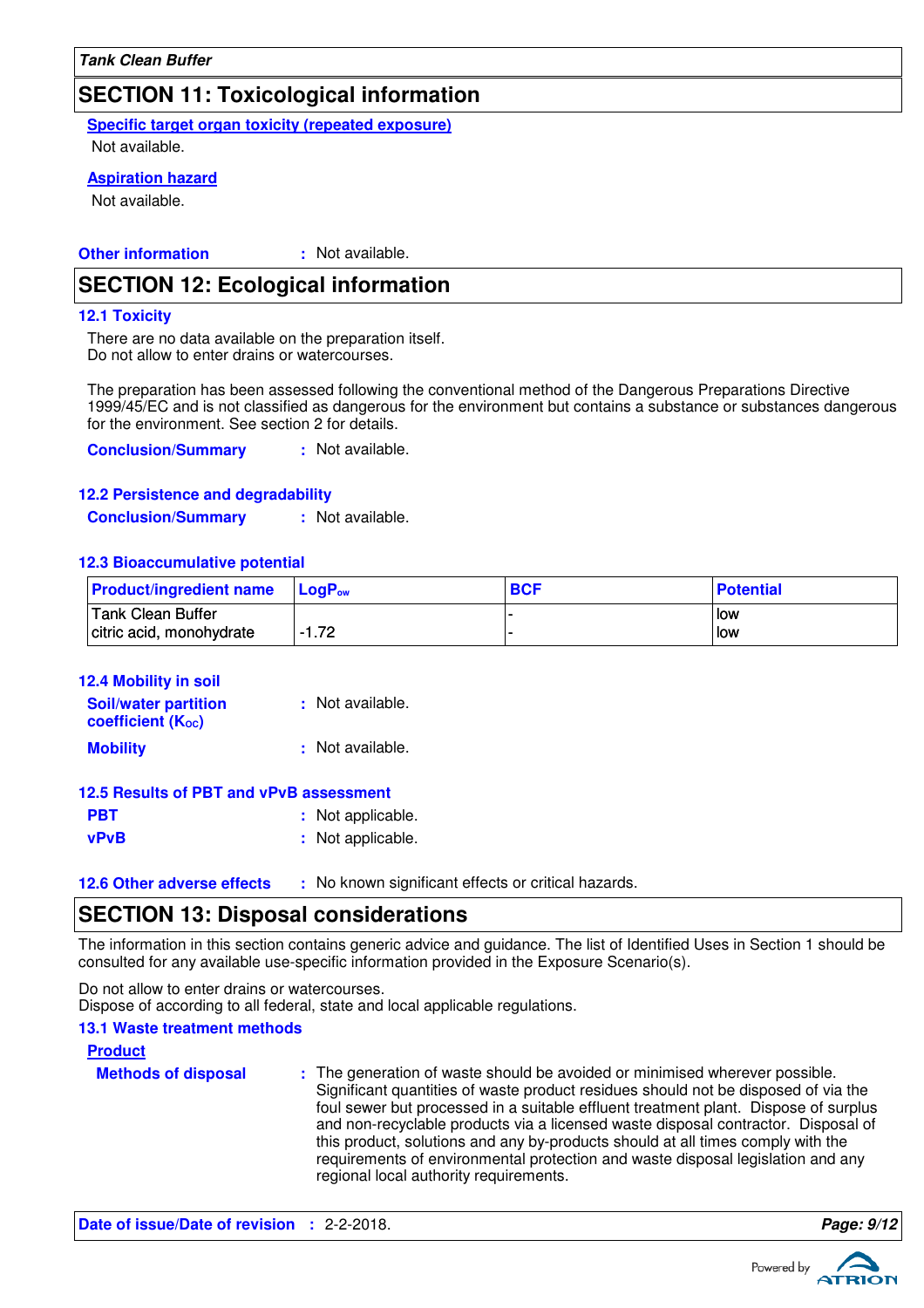## SECTION 11: Toxicological information

**Specific target organ toxicity (repeated exposure)**

Not available.

**Aspiration hazard**

Not available.

**Other information** : Not available.

## SECTION 12: Ecological information

### 12.1 Toxicity

There are no data available on the preparation itself.
Do not allow to enter drains or watercourses.

The preparation has been assessed following the conventional method of the Dangerous Preparations Directive 1999/45/EC and is not classified as dangerous for the environment but contains a substance or substances dangerous for the environment. See section 2 for details.

**Conclusion/Summary** : Not available.

### 12.2 Persistence and degradability

**Conclusion/Summary** : Not available.

### 12.3 Bioaccumulative potential

| Product/ingredient name | $LogP_{ow}$ | BCF | Potential |
|---|---|---|---|
| Tank Clean Buffer | | - | low |
| citric acid, monohydrate | -1.72 | - | low |

### 12.4 Mobility in soil

**Soil/water partition coefficient ($K_{OC}$)** : Not available.

**Mobility** : Not available.

### 12.5 Results of PBT and vPvB assessment

**PBT** : Not applicable.

**vPvB** : Not applicable.

**12.6 Other adverse effects** : No known significant effects or critical hazards.

## SECTION 13: Disposal considerations

The information in this section contains generic advice and guidance. The list of Identified Uses in Section 1 should be consulted for any available use-specific information provided in the Exposure Scenario(s).

Do not allow to enter drains or watercourses.
Dispose of according to all federal, state and local applicable regulations.

### 13.1 Waste treatment methods

**Product**

**Methods of disposal** : The generation of waste should be avoided or minimised wherever possible. Significant quantities of waste product residues should not be disposed of via the foul sewer but processed in a suitable effluent treatment plant. Dispose of surplus and non-recyclable products via a licensed waste disposal contractor. Disposal of this product, solutions and any by-products should at all times comply with the requirements of environmental protection and waste disposal legislation and any regional local authority requirements.

**Date of issue/Date of revision** : 2-2-2018.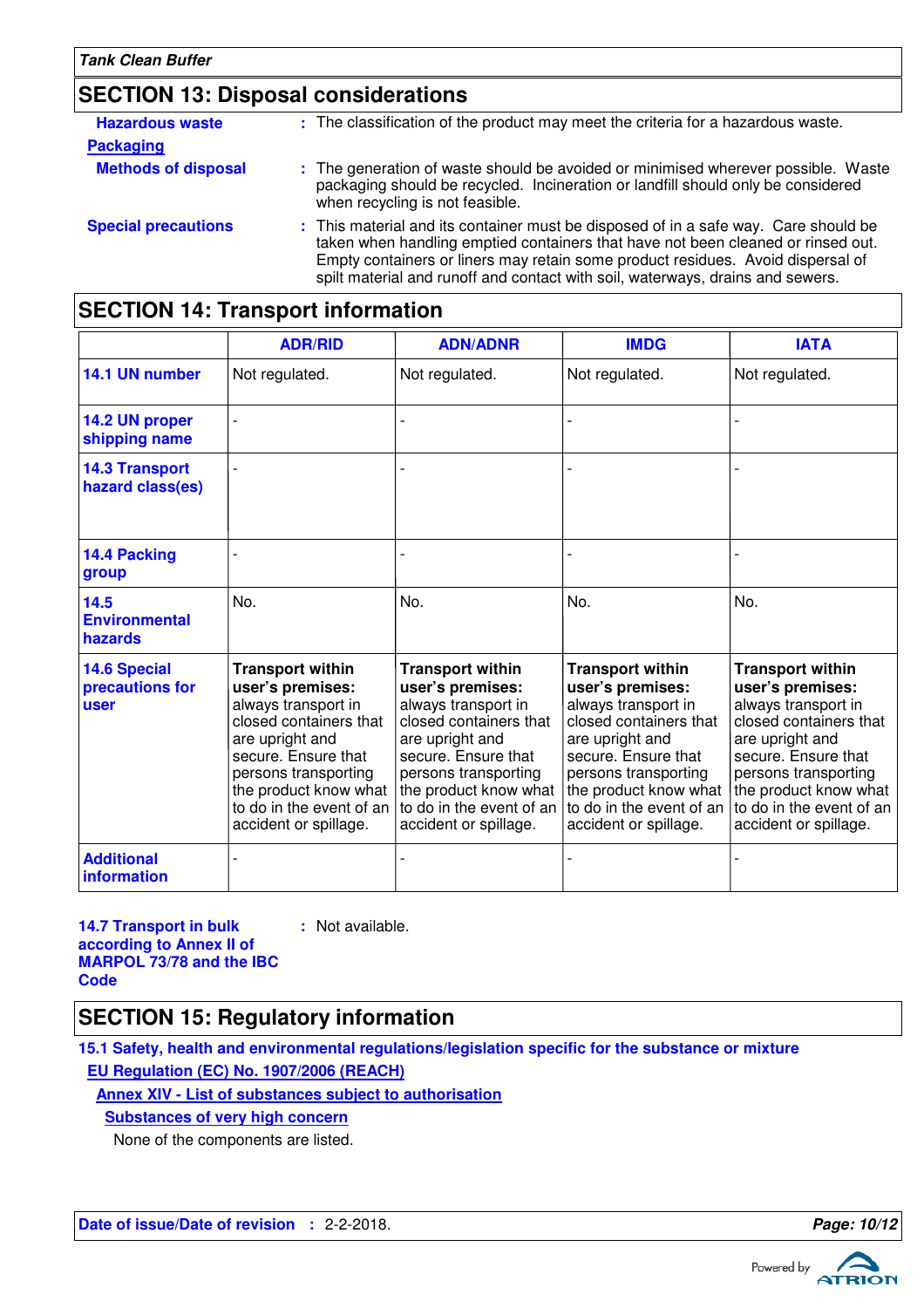## SECTION 13: Disposal considerations

**Hazardous waste** : The classification of the product may meet the criteria for a hazardous waste.

**Packaging**

**Methods of disposal** : The generation of waste should be avoided or minimised wherever possible. Waste packaging should be recycled. Incineration or landfill should only be considered when recycling is not feasible.

**Special precautions** : This material and its container must be disposed of in a safe way. Care should be taken when handling emptied containers that have not been cleaned or rinsed out. Empty containers or liners may retain some product residues. Avoid dispersal of spilt material and runoff and contact with soil, waterways, drains and sewers.

## SECTION 14: Transport information

| | ADR/RID | ADN/ADNR | IMDG | IATA |
|---|---|---|---|---|
| **14.1 UN number** | Not regulated. | Not regulated. | Not regulated. | Not regulated. |
| **14.2 UN proper shipping name** | - | - | - | - |
| **14.3 Transport hazard class(es)** | - | - | - | - |
| **14.4 Packing group** | - | - | - | - |
| **14.5 Environmental hazards** | No. | No. | No. | No. |
| **14.6 Special precautions for user** | **Transport within user's premises:** always transport in closed containers that are upright and secure. Ensure that persons transporting the product know what to do in the event of an accident or spillage. | **Transport within user's premises:** always transport in closed containers that are upright and secure. Ensure that persons transporting the product know what to do in the event of an accident or spillage. | **Transport within user's premises:** always transport in closed containers that are upright and secure. Ensure that persons transporting the product know what to do in the event of an accident or spillage. | **Transport within user's premises:** always transport in closed containers that are upright and secure. Ensure that persons transporting the product know what to do in the event of an accident or spillage. |
| **Additional information** | - | - | - | - |

**14.7 Transport in bulk according to Annex II of MARPOL 73/78 and the IBC Code** : Not available.

## SECTION 15: Regulatory information

**15.1 Safety, health and environmental regulations/legislation specific for the substance or mixture**

**EU Regulation (EC) No. 1907/2006 (REACH)**

**Annex XIV - List of substances subject to authorisation**

**Substances of very high concern**

None of the components are listed.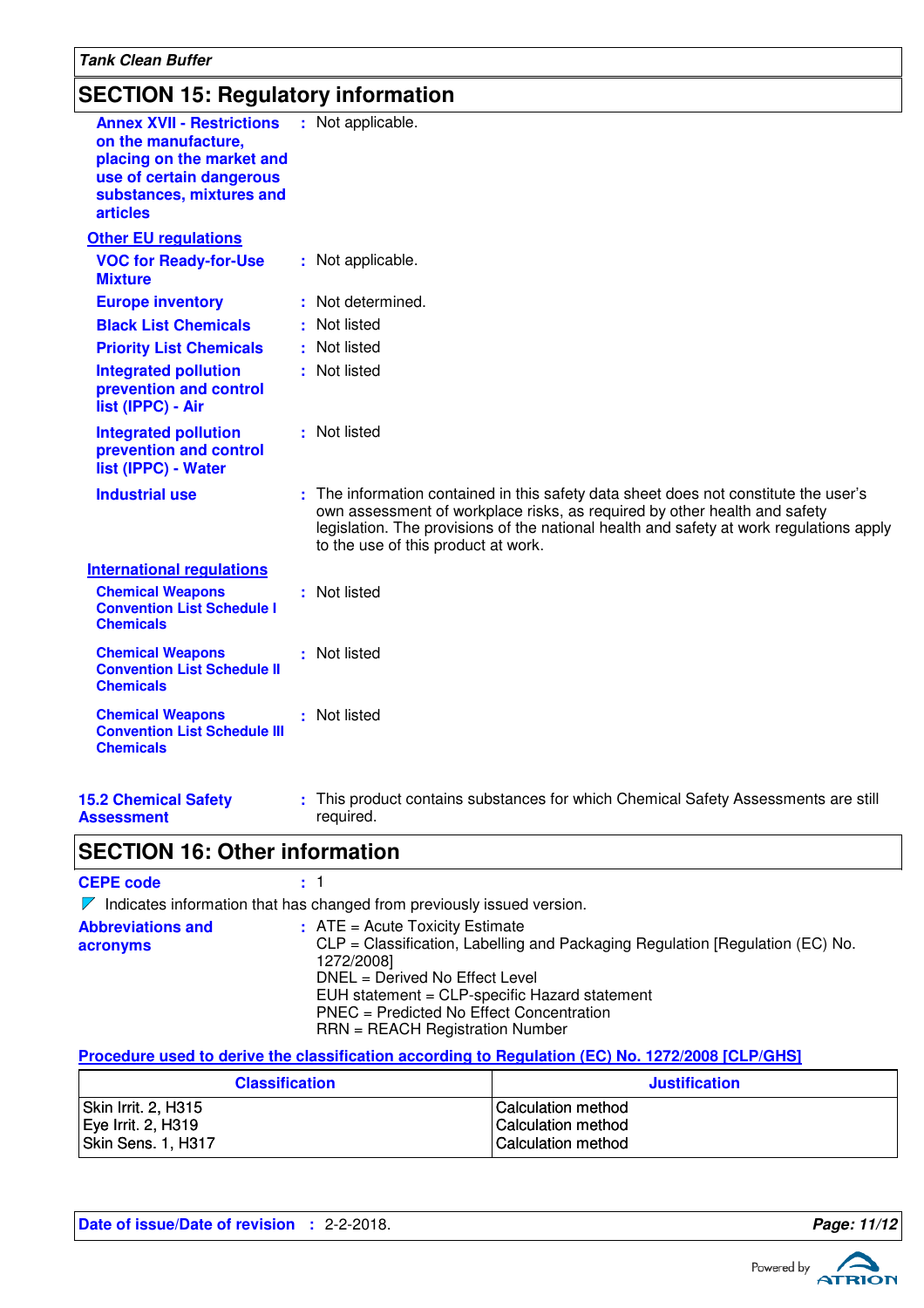## SECTION 15: Regulatory information

**Annex XVII - Restrictions on the manufacture, placing on the market and use of certain dangerous substances, mixtures and articles** : Not applicable.

### Other EU regulations

**VOC for Ready-for-Use Mixture** : Not applicable.

**Europe inventory** : Not determined.

**Black List Chemicals** : Not listed

**Priority List Chemicals** : Not listed

**Integrated pollution prevention and control list (IPPC) - Air** : Not listed

**Integrated pollution prevention and control list (IPPC) - Water** : Not listed

**Industrial use** : The information contained in this safety data sheet does not constitute the user's own assessment of workplace risks, as required by other health and safety legislation. The provisions of the national health and safety at work regulations apply to the use of this product at work.

### International regulations

**Chemical Weapons Convention List Schedule I Chemicals** : Not listed

**Chemical Weapons Convention List Schedule II Chemicals** : Not listed

**Chemical Weapons Convention List Schedule III Chemicals** : Not listed

**15.2 Chemical Safety Assessment** : This product contains substances for which Chemical Safety Assessments are still required.

## SECTION 16: Other information

**CEPE code** : 1

Indicates information that has changed from previously issued version.

**Abbreviations and acronyms** : ATE = Acute Toxicity Estimate
CLP = Classification, Labelling and Packaging Regulation [Regulation (EC) No. 1272/2008]
DNEL = Derived No Effect Level
EUH statement = CLP-specific Hazard statement
PNEC = Predicted No Effect Concentration
RRN = REACH Registration Number

### Procedure used to derive the classification according to Regulation (EC) No. 1272/2008 [CLP/GHS]

| Classification | Justification |
|---|---|
| Skin Irrit. 2, H315 | Calculation method |
| Eye Irrit. 2, H319 | Calculation method |
| Skin Sens. 1, H317 | Calculation method |

**Date of issue/Date of revision** : 2-2-2018.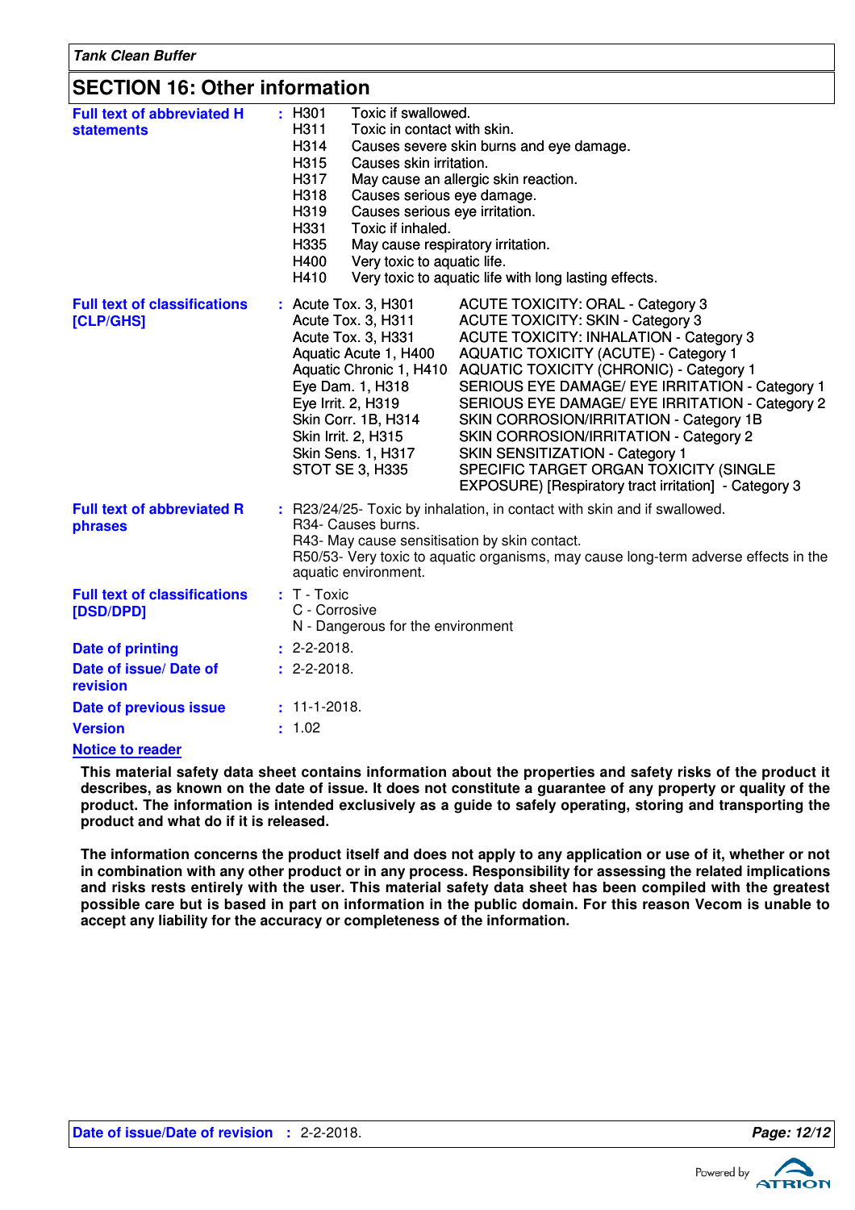## SECTION 16: Other information

**Full text of abbreviated H statements** :

| | |
|---|---|
| H301 | Toxic if swallowed. |
| H311 | Toxic in contact with skin. |
| H314 | Causes severe skin burns and eye damage. |
| H315 | Causes skin irritation. |
| H317 | May cause an allergic skin reaction. |
| H318 | Causes serious eye damage. |
| H319 | Causes serious eye irritation. |
| H331 | Toxic if inhaled. |
| H335 | May cause respiratory irritation. |
| H400 | Very toxic to aquatic life. |
| H410 | Very toxic to aquatic life with long lasting effects. |

**Full text of classifications [CLP/GHS]** :

| | |
|---|---|
| Acute Tox. 3, H301 | ACUTE TOXICITY: ORAL - Category 3 |
| Acute Tox. 3, H311 | ACUTE TOXICITY: SKIN - Category 3 |
| Acute Tox. 3, H331 | ACUTE TOXICITY: INHALATION - Category 3 |
| Aquatic Acute 1, H400 | AQUATIC TOXICITY (ACUTE) - Category 1 |
| Aquatic Chronic 1, H410 | AQUATIC TOXICITY (CHRONIC) - Category 1 |
| Eye Dam. 1, H318 | SERIOUS EYE DAMAGE/ EYE IRRITATION - Category 1 |
| Eye Irrit. 2, H319 | SERIOUS EYE DAMAGE/ EYE IRRITATION - Category 2 |
| Skin Corr. 1B, H314 | SKIN CORROSION/IRRITATION - Category 1B |
| Skin Irrit. 2, H315 | SKIN CORROSION/IRRITATION - Category 2 |
| Skin Sens. 1, H317 | SKIN SENSITIZATION - Category 1 |
| STOT SE 3, H335 | SPECIFIC TARGET ORGAN TOXICITY (SINGLE EXPOSURE) [Respiratory tract irritation] - Category 3 |

**Full text of abbreviated R phrases** :

R23/24/25- Toxic by inhalation, in contact with skin and if swallowed.
R34- Causes burns.
R43- May cause sensitisation by skin contact.
R50/53- Very toxic to aquatic organisms, may cause long-term adverse effects in the aquatic environment.

**Full text of classifications [DSD/DPD]** :

T - Toxic
C - Corrosive
N - Dangerous for the environment

**Date of printing** : 2-2-2018.

**Date of issue/ Date of revision** : 2-2-2018.

**Date of previous issue** : 11-1-2018.

**Version** : 1.02

**Notice to reader**

**This material safety data sheet contains information about the properties and safety risks of the product it describes, as known on the date of issue. It does not constitute a guarantee of any property or quality of the product. The information is intended exclusively as a guide to safely operating, storing and transporting the product and what do if it is released.**

**The information concerns the product itself and does not apply to any application or use of it, whether or not in combination with any other product or in any process. Responsibility for assessing the related implications and risks rests entirely with the user. This material safety data sheet has been compiled with the greatest possible care but is based in part on information in the public domain. For this reason Vecom is unable to accept any liability for the accuracy or completeness of the information.**